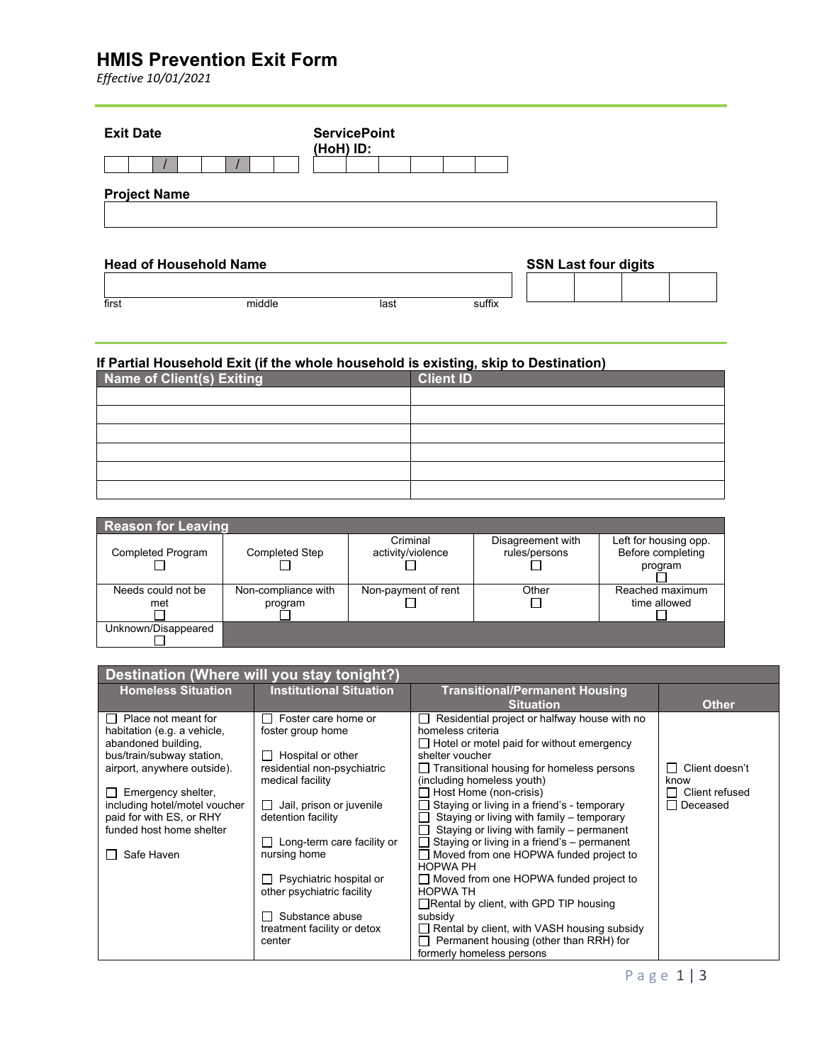# HMIS Prevention Exit Form

*Effective 10/01/2021*

**Exit Date**

| | | / | | | / | | |
|---|---|---|---|---|---|---|---|

**ServicePoint (HoH) ID:**

| | | | | | |
|---|---|---|---|---|---|

**Project Name**

| |
|---|

**Head of Household Name**

| first | middle | last | suffix |
|---|---|---|---|

**SSN Last four digits**

| | | | |
|---|---|---|---|

### If Partial Household Exit (if the whole household is existing, skip to Destination)

| Name of Client(s) Exiting | Client ID |
|---|---|
| | |
| | |
| | |
| | |
| | |
| | |

| Reason for Leaving | | | | |
|---|---|---|---|---|
| Completed Program ☐ | Completed Step ☐ | Criminal activity/violence ☐ | Disagreement with rules/persons ☐ | Left for housing opp. Before completing program ☐ |
| Needs could not be met ☐ | Non-compliance with program ☐ | Non-payment of rent ☐ | Other ☐ | Reached maximum time allowed ☐ |
| Unknown/Disappeared ☐ | | | | |

| Destination (Where will you stay tonight?) | | | |
|---|---|---|---|
| **Homeless Situation** | **Institutional Situation** | **Transitional/Permanent Housing Situation** | **Other** |
| ☐ Place not meant for habitation (e.g. a vehicle, abandoned building, bus/train/subway station, airport, anywhere outside).<br><br>☐ Emergency shelter, including hotel/motel voucher paid for with ES, or RHY funded host home shelter<br><br>☐ Safe Haven | ☐ Foster care home or foster group home<br><br>☐ Hospital or other residential non-psychiatric medical facility<br><br>☐ Jail, prison or juvenile detention facility<br><br>☐ Long-term care facility or nursing home<br><br>☐ Psychiatric hospital or other psychiatric facility<br><br>☐ Substance abuse treatment facility or detox center | ☐ Residential project or halfway house with no homeless criteria<br>☐ Hotel or motel paid for without emergency shelter voucher<br>☐ Transitional housing for homeless persons (including homeless youth)<br>☐ Host Home (non-crisis)<br>☐ Staying or living in a friend's - temporary<br>☐ Staying or living with family – temporary<br>☐ Staying or living with family – permanent<br>☐ Staying or living in a friend's – permanent<br>☐ Moved from one HOPWA funded project to HOPWA PH<br>☐ Moved from one HOPWA funded project to HOPWA TH<br>☐ Rental by client, with GPD TIP housing subsidy<br>☐ Rental by client, with VASH housing subsidy<br>☐ Permanent housing (other than RRH) for formerly homeless persons | ☐ Client doesn't know<br>☐ Client refused<br>☐ Deceased |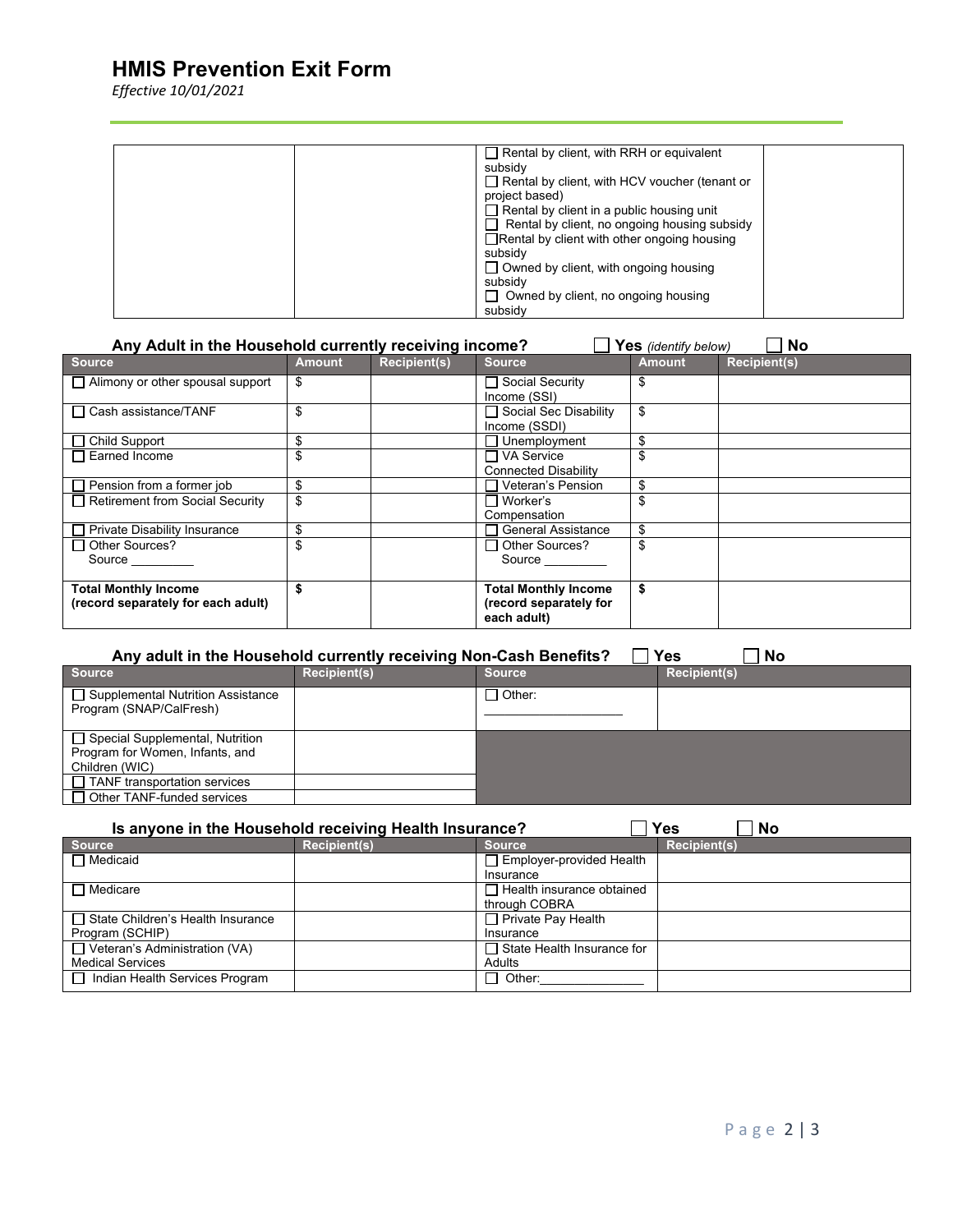# HMIS Prevention Exit Form

*Effective 10/01/2021*

| | | | |
|---|---|---|---|
| | | ☐ Rental by client, with RRH or equivalent subsidy<br>☐ Rental by client, with HCV voucher (tenant or project based)<br>☐ Rental by client in a public housing unit<br>☐ Rental by client, no ongoing housing subsidy<br>☐ Rental by client with other ongoing housing subsidy<br>☐ Owned by client, with ongoing housing subsidy<br>☐ Owned by client, no ongoing housing subsidy | |

**Any Adult in the Household currently receiving income?** ☐ **Yes** *(identify below)* ☐ **No**

| Source | Amount | Recipient(s) | Source | Amount | Recipient(s) |
|---|---|---|---|---|---|
| ☐ Alimony or other spousal support | $ | | ☐ Social Security Income (SSI) | $ | |
| ☐ Cash assistance/TANF | $ | | ☐ Social Sec Disability Income (SSDI) | $ | |
| ☐ Child Support | $ | | ☐ Unemployment | $ | |
| ☐ Earned Income | $ | | ☐ VA Service Connected Disability | $ | |
| ☐ Pension from a former job | $ | | ☐ Veteran's Pension | $ | |
| ☐ Retirement from Social Security | $ | | ☐ Worker's Compensation | $ | |
| ☐ Private Disability Insurance | $ | | ☐ General Assistance | $ | |
| ☐ Other Sources? Source _________ | $ | | ☐ Other Sources? Source _________ | $ | |
| **Total Monthly Income (record separately for each adult)** | **$** | | **Total Monthly Income (record separately for each adult)** | **$** | |

**Any adult in the Household currently receiving Non-Cash Benefits?** ☐ **Yes** ☐ **No**

| Source | Recipient(s) | Source | Recipient(s) |
|---|---|---|---|
| ☐ Supplemental Nutrition Assistance Program (SNAP/CalFresh) | | ☐ Other: ____________________ | |
| ☐ Special Supplemental, Nutrition Program for Women, Infants, and Children (WIC) | | | |
| ☐ TANF transportation services | | | |
| ☐ Other TANF-funded services | | | |

**Is anyone in the Household receiving Health Insurance?** ☐ **Yes** ☐ **No**

| Source | Recipient(s) | Source | Recipient(s) |
|---|---|---|---|
| ☐ Medicaid | | ☐ Employer-provided Health Insurance | |
| ☐ Medicare | | ☐ Health insurance obtained through COBRA | |
| ☐ State Children's Health Insurance Program (SCHIP) | | ☐ Private Pay Health Insurance | |
| ☐ Veteran's Administration (VA) Medical Services | | ☐ State Health Insurance for Adults | |
| ☐ Indian Health Services Program | | ☐ Other:_______________ | |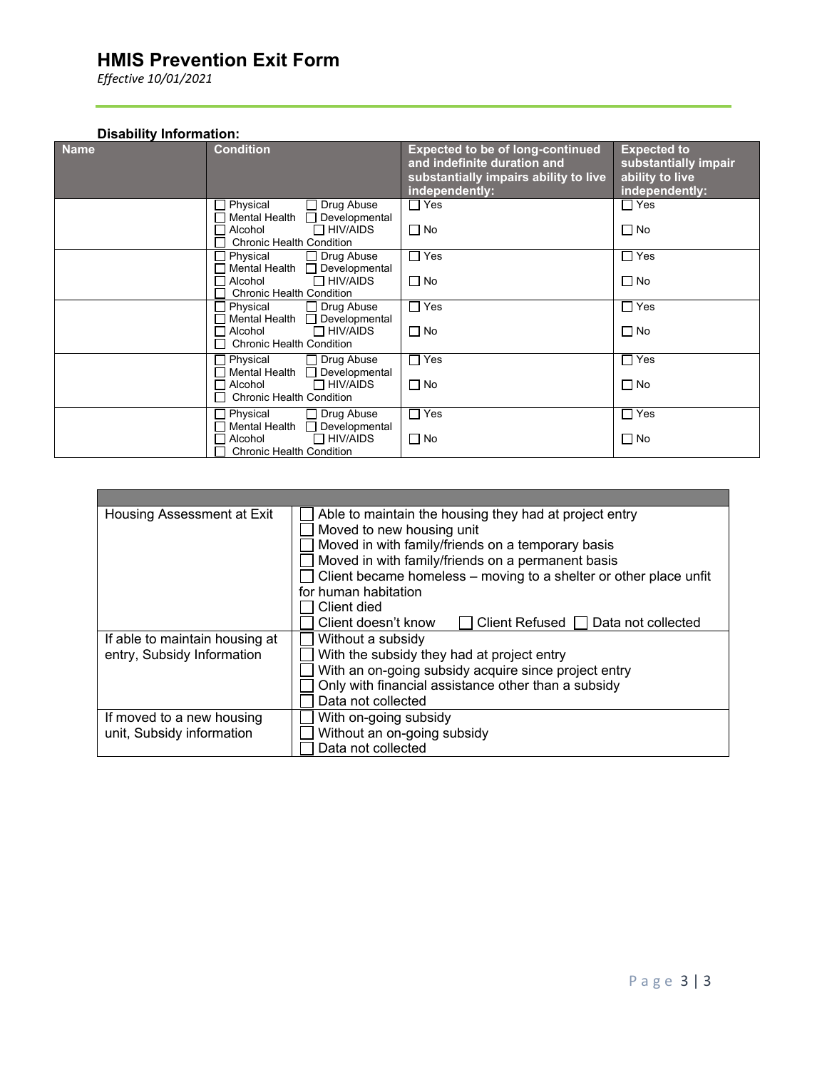# HMIS Prevention Exit Form

*Effective 10/01/2021*

**Disability Information:**

| Name | Condition | Expected to be of long-continued and indefinite duration and substantially impairs ability to live independently: | Expected to substantially impair ability to live independently: |
|---|---|---|---|
| | ☐ Physical ☐ Drug Abuse ☐ Mental Health ☐ Developmental ☐ Alcohol ☐ HIV/AIDS ☐ Chronic Health Condition | ☐ Yes ☐ No | ☐ Yes ☐ No |
| | ☐ Physical ☐ Drug Abuse ☐ Mental Health ☐ Developmental ☐ Alcohol ☐ HIV/AIDS ☐ Chronic Health Condition | ☐ Yes ☐ No | ☐ Yes ☐ No |
| | ☐ Physical ☐ Drug Abuse ☐ Mental Health ☐ Developmental ☐ Alcohol ☐ HIV/AIDS ☐ Chronic Health Condition | ☐ Yes ☐ No | ☐ Yes ☐ No |
| | ☐ Physical ☐ Drug Abuse ☐ Mental Health ☐ Developmental ☐ Alcohol ☐ HIV/AIDS ☐ Chronic Health Condition | ☐ Yes ☐ No | ☐ Yes ☐ No |
| | ☐ Physical ☐ Drug Abuse ☐ Mental Health ☐ Developmental ☐ Alcohol ☐ HIV/AIDS ☐ Chronic Health Condition | ☐ Yes ☐ No | ☐ Yes ☐ No |

| | |
|---|---|
| Housing Assessment at Exit | ☐ Able to maintain the housing they had at project entry<br>☐ Moved to new housing unit<br>☐ Moved in with family/friends on a temporary basis<br>☐ Moved in with family/friends on a permanent basis<br>☐ Client became homeless – moving to a shelter or other place unfit for human habitation<br>☐ Client died<br>☐ Client doesn't know ☐ Client Refused ☐ Data not collected |
| If able to maintain housing at entry, Subsidy Information | ☐ Without a subsidy<br>☐ With the subsidy they had at project entry<br>☐ With an on-going subsidy acquire since project entry<br>☐ Only with financial assistance other than a subsidy<br>☐ Data not collected |
| If moved to a new housing unit, Subsidy information | ☐ With on-going subsidy<br>☐ Without an on-going subsidy<br>☐ Data not collected |